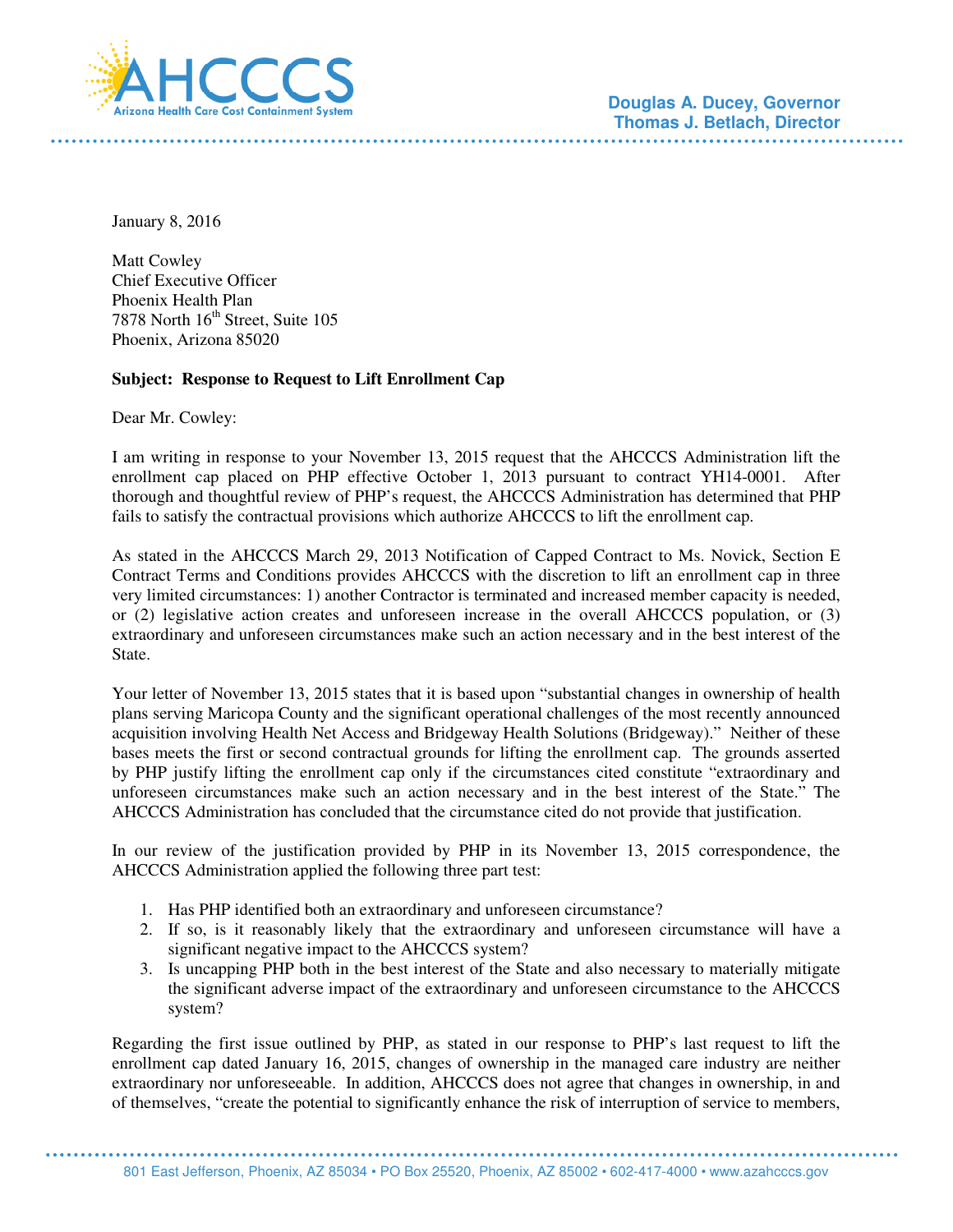**Douglas A. Ducey, Governor**
**Thomas J. Betlach, Director**

January 8, 2016

Matt Cowley
Chief Executive Officer
Phoenix Health Plan
7878 North 16th Street, Suite 105
Phoenix, Arizona 85020

**Subject: Response to Request to Lift Enrollment Cap**

Dear Mr. Cowley:

I am writing in response to your November 13, 2015 request that the AHCCCS Administration lift the enrollment cap placed on PHP effective October 1, 2013 pursuant to contract YH14-0001. After thorough and thoughtful review of PHP's request, the AHCCCS Administration has determined that PHP fails to satisfy the contractual provisions which authorize AHCCCS to lift the enrollment cap.

As stated in the AHCCCS March 29, 2013 Notification of Capped Contract to Ms. Novick, Section E Contract Terms and Conditions provides AHCCCS with the discretion to lift an enrollment cap in three very limited circumstances: 1) another Contractor is terminated and increased member capacity is needed, or (2) legislative action creates and unforeseen increase in the overall AHCCCS population, or (3) extraordinary and unforeseen circumstances make such an action necessary and in the best interest of the State.

Your letter of November 13, 2015 states that it is based upon "substantial changes in ownership of health plans serving Maricopa County and the significant operational challenges of the most recently announced acquisition involving Health Net Access and Bridgeway Health Solutions (Bridgeway)." Neither of these bases meets the first or second contractual grounds for lifting the enrollment cap. The grounds asserted by PHP justify lifting the enrollment cap only if the circumstances cited constitute "extraordinary and unforeseen circumstances make such an action necessary and in the best interest of the State." The AHCCCS Administration has concluded that the circumstance cited do not provide that justification.

In our review of the justification provided by PHP in its November 13, 2015 correspondence, the AHCCCS Administration applied the following three part test:

1. Has PHP identified both an extraordinary and unforeseen circumstance?
2. If so, is it reasonably likely that the extraordinary and unforeseen circumstance will have a significant negative impact to the AHCCCS system?
3. Is uncapping PHP both in the best interest of the State and also necessary to materially mitigate the significant adverse impact of the extraordinary and unforeseen circumstance to the AHCCCS system?

Regarding the first issue outlined by PHP, as stated in our response to PHP's last request to lift the enrollment cap dated January 16, 2015, changes of ownership in the managed care industry are neither extraordinary nor unforeseeable. In addition, AHCCCS does not agree that changes in ownership, in and of themselves, "create the potential to significantly enhance the risk of interruption of service to members,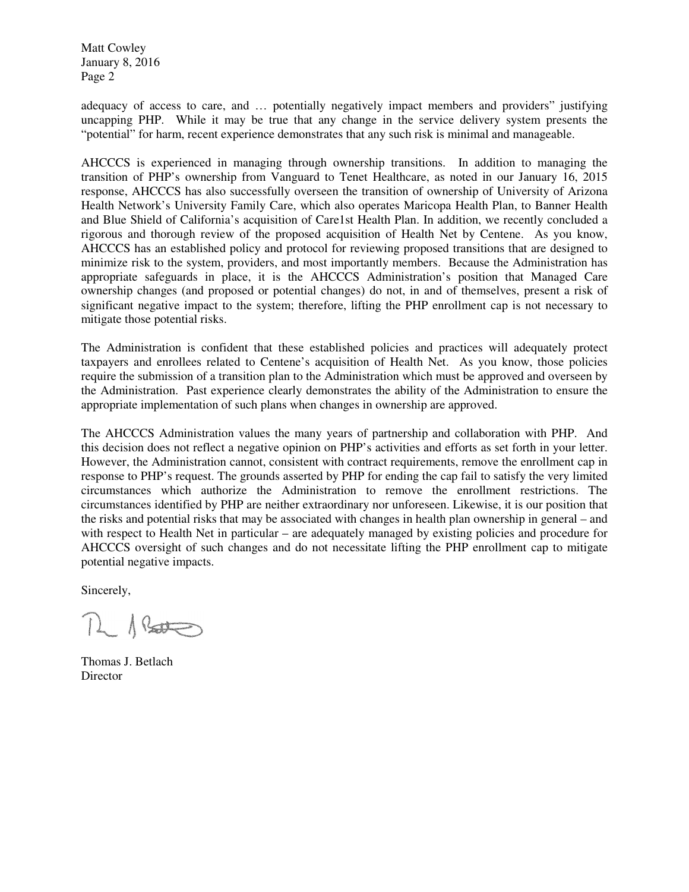adequacy of access to care, and … potentially negatively impact members and providers" justifying uncapping PHP. While it may be true that any change in the service delivery system presents the "potential" for harm, recent experience demonstrates that any such risk is minimal and manageable.

AHCCCS is experienced in managing through ownership transitions. In addition to managing the transition of PHP's ownership from Vanguard to Tenet Healthcare, as noted in our January 16, 2015 response, AHCCCS has also successfully overseen the transition of ownership of University of Arizona Health Network's University Family Care, which also operates Maricopa Health Plan, to Banner Health and Blue Shield of California's acquisition of Care1st Health Plan. In addition, we recently concluded a rigorous and thorough review of the proposed acquisition of Health Net by Centene. As you know, AHCCCS has an established policy and protocol for reviewing proposed transitions that are designed to minimize risk to the system, providers, and most importantly members. Because the Administration has appropriate safeguards in place, it is the AHCCCS Administration's position that Managed Care ownership changes (and proposed or potential changes) do not, in and of themselves, present a risk of significant negative impact to the system; therefore, lifting the PHP enrollment cap is not necessary to mitigate those potential risks.

The Administration is confident that these established policies and practices will adequately protect taxpayers and enrollees related to Centene's acquisition of Health Net. As you know, those policies require the submission of a transition plan to the Administration which must be approved and overseen by the Administration. Past experience clearly demonstrates the ability of the Administration to ensure the appropriate implementation of such plans when changes in ownership are approved.

The AHCCCS Administration values the many years of partnership and collaboration with PHP. And this decision does not reflect a negative opinion on PHP's activities and efforts as set forth in your letter. However, the Administration cannot, consistent with contract requirements, remove the enrollment cap in response to PHP's request. The grounds asserted by PHP for ending the cap fail to satisfy the very limited circumstances which authorize the Administration to remove the enrollment restrictions. The circumstances identified by PHP are neither extraordinary nor unforeseen. Likewise, it is our position that the risks and potential risks that may be associated with changes in health plan ownership in general – and with respect to Health Net in particular – are adequately managed by existing policies and procedure for AHCCCS oversight of such changes and do not necessitate lifting the PHP enrollment cap to mitigate potential negative impacts.

Sincerely,

Thomas J. Betlach
Director